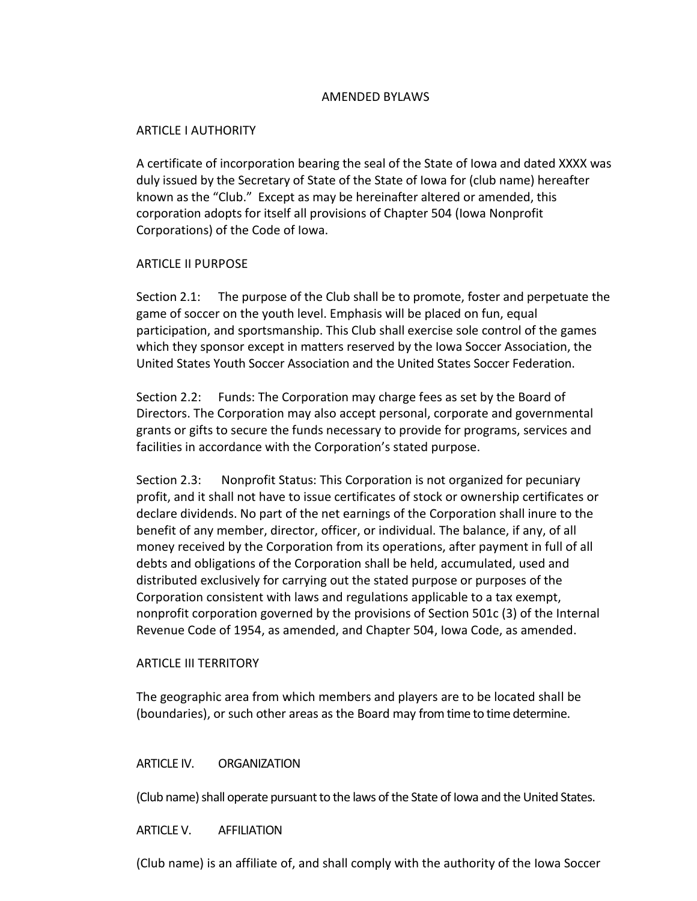# AMENDED BYLAWS

## ARTICLE I AUTHORITY

A certificate of incorporation bearing the seal of the State of Iowa and dated XXXX was duly issued by the Secretary of State of the State of Iowa for (club name) hereafter known as the "Club." Except as may be hereinafter altered or amended, this corporation adopts for itself all provisions of Chapter 504 (Iowa Nonprofit Corporations) of the Code of Iowa.

## ARTICLE II PURPOSE

Section 2.1: The purpose of the Club shall be to promote, foster and perpetuate the game of soccer on the youth level. Emphasis will be placed on fun, equal participation, and sportsmanship. This Club shall exercise sole control of the games which they sponsor except in matters reserved by the Iowa Soccer Association, the United States Youth Soccer Association and the United States Soccer Federation.

Section 2.2: Funds: The Corporation may charge fees as set by the Board of Directors. The Corporation may also accept personal, corporate and governmental grants or gifts to secure the funds necessary to provide for programs, services and facilities in accordance with the Corporation's stated purpose.

Section 2.3: Nonprofit Status: This Corporation is not organized for pecuniary profit, and it shall not have to issue certificates of stock or ownership certificates or declare dividends. No part of the net earnings of the Corporation shall inure to the benefit of any member, director, officer, or individual. The balance, if any, of all money received by the Corporation from its operations, after payment in full of all debts and obligations of the Corporation shall be held, accumulated, used and distributed exclusively for carrying out the stated purpose or purposes of the Corporation consistent with laws and regulations applicable to a tax exempt, nonprofit corporation governed by the provisions of Section 501c (3) of the Internal Revenue Code of 1954, as amended, and Chapter 504, Iowa Code, as amended.

## ARTICLE III TERRITORY

The geographic area from which members and players are to be located shall be (boundaries), or such other areas as the Board may from time to time determine.

## ARTICLE IV. ORGANIZATION

(Club name) shall operate pursuant to the laws of the State of Iowa and the United States.

## ARTICLE V. AFFILIATION

(Club name) is an affiliate of, and shall comply with the authority of the Iowa Soccer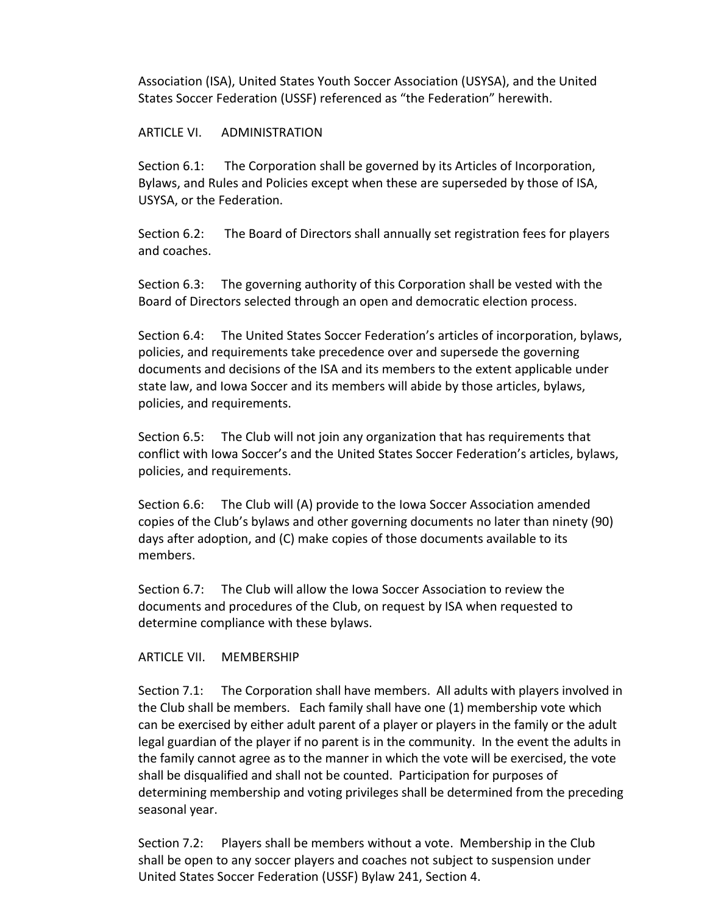Association (ISA), United States Youth Soccer Association (USYSA), and the United States Soccer Federation (USSF) referenced as "the Federation" herewith.

## ARTICLE VI. ADMINISTRATION

Section 6.1: The Corporation shall be governed by its Articles of Incorporation, Bylaws, and Rules and Policies except when these are superseded by those of ISA, USYSA, or the Federation.

Section 6.2: The Board of Directors shall annually set registration fees for players and coaches.

Section 6.3: The governing authority of this Corporation shall be vested with the Board of Directors selected through an open and democratic election process.

Section 6.4: The United States Soccer Federation's articles of incorporation, bylaws, policies, and requirements take precedence over and supersede the governing documents and decisions of the ISA and its members to the extent applicable under state law, and Iowa Soccer and its members will abide by those articles, bylaws, policies, and requirements.

Section 6.5: The Club will not join any organization that has requirements that conflict with Iowa Soccer's and the United States Soccer Federation's articles, bylaws, policies, and requirements.

Section 6.6: The Club will (A) provide to the Iowa Soccer Association amended copies of the Club's bylaws and other governing documents no later than ninety (90) days after adoption, and (C) make copies of those documents available to its members.

Section 6.7: The Club will allow the Iowa Soccer Association to review the documents and procedures of the Club, on request by ISA when requested to determine compliance with these bylaws.

## ARTICLE VII. MEMBERSHIP

Section 7.1: The Corporation shall have members. All adults with players involved in the Club shall be members. Each family shall have one (1) membership vote which can be exercised by either adult parent of a player or players in the family or the adult legal guardian of the player if no parent is in the community. In the event the adults in the family cannot agree as to the manner in which the vote will be exercised, the vote shall be disqualified and shall not be counted. Participation for purposes of determining membership and voting privileges shall be determined from the preceding seasonal year.

Section 7.2: Players shall be members without a vote. Membership in the Club shall be open to any soccer players and coaches not subject to suspension under United States Soccer Federation (USSF) Bylaw 241, Section 4.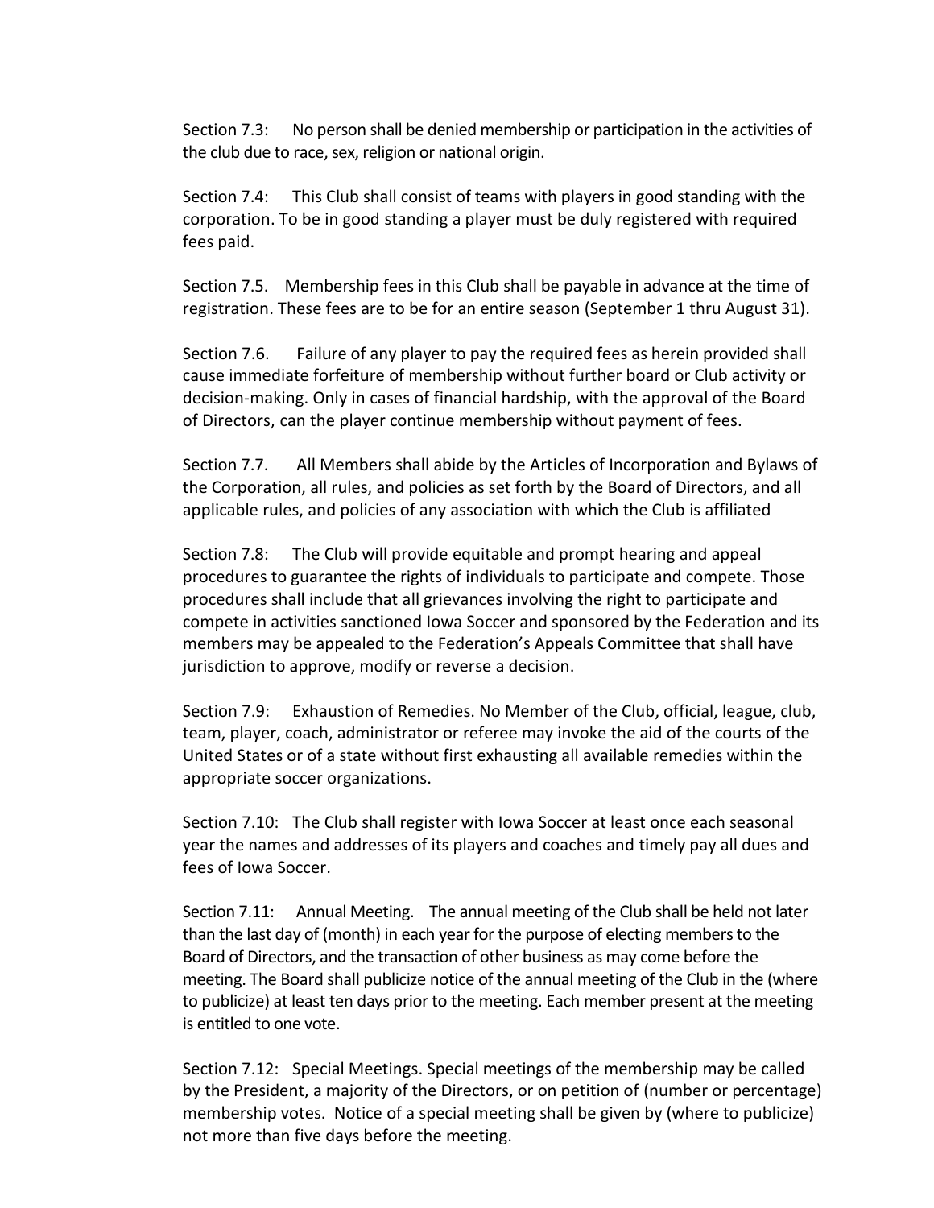Section 7.3: No person shall be denied membership or participation in the activities of the club due to race, sex, religion or national origin.

Section 7.4: This Club shall consist of teams with players in good standing with the corporation. To be in good standing a player must be duly registered with required fees paid.

Section 7.5. Membership fees in this Club shall be payable in advance at the time of registration. These fees are to be for an entire season (September 1 thru August 31).

Section 7.6. Failure of any player to pay the required fees as herein provided shall cause immediate forfeiture of membership without further board or Club activity or decision-making. Only in cases of financial hardship, with the approval of the Board of Directors, can the player continue membership without payment of fees.

Section 7.7. All Members shall abide by the Articles of Incorporation and Bylaws of the Corporation, all rules, and policies as set forth by the Board of Directors, and all applicable rules, and policies of any association with which the Club is affiliated

Section 7.8: The Club will provide equitable and prompt hearing and appeal procedures to guarantee the rights of individuals to participate and compete. Those procedures shall include that all grievances involving the right to participate and compete in activities sanctioned Iowa Soccer and sponsored by the Federation and its members may be appealed to the Federation's Appeals Committee that shall have jurisdiction to approve, modify or reverse a decision.

Section 7.9: Exhaustion of Remedies. No Member of the Club, official, league, club, team, player, coach, administrator or referee may invoke the aid of the courts of the United States or of a state without first exhausting all available remedies within the appropriate soccer organizations.

Section 7.10: The Club shall register with Iowa Soccer at least once each seasonal year the names and addresses of its players and coaches and timely pay all dues and fees of Iowa Soccer.

Section 7.11: Annual Meeting. The annual meeting of the Club shall be held not later than the last day of (month) in each year for the purpose of electing members to the Board of Directors, and the transaction of other business as may come before the meeting. The Board shall publicize notice of the annual meeting of the Club in the (where to publicize) at least ten days prior to the meeting. Each member present at the meeting is entitled to one vote.

Section 7.12: Special Meetings. Special meetings of the membership may be called by the President, a majority of the Directors, or on petition of (number or percentage) membership votes. Notice of a special meeting shall be given by (where to publicize) not more than five days before the meeting.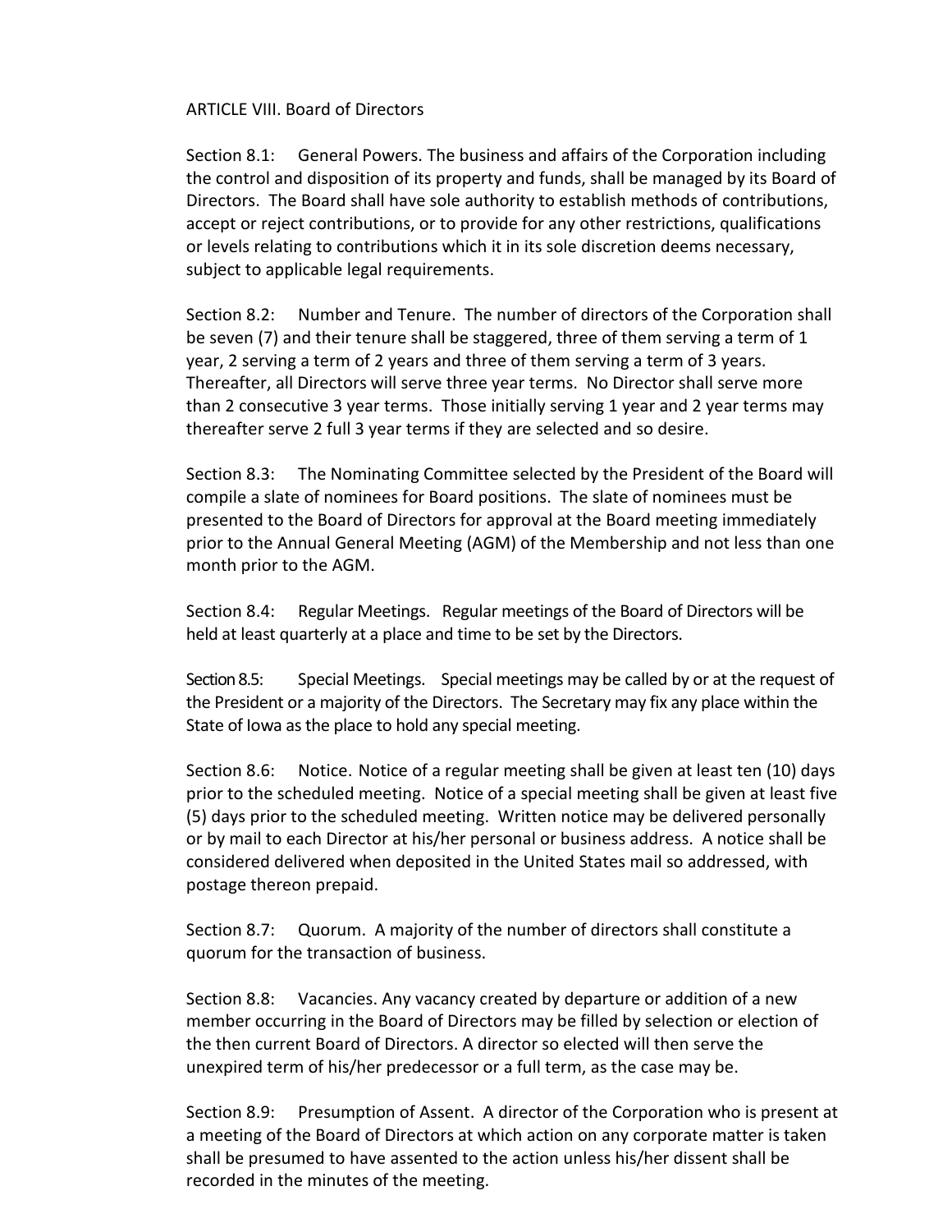## ARTICLE VIII. Board of Directors

Section 8.1: General Powers. The business and affairs of the Corporation including the control and disposition of its property and funds, shall be managed by its Board of Directors. The Board shall have sole authority to establish methods of contributions, accept or reject contributions, or to provide for any other restrictions, qualifications or levels relating to contributions which it in its sole discretion deems necessary, subject to applicable legal requirements.

Section 8.2: Number and Tenure. The number of directors of the Corporation shall be seven (7) and their tenure shall be staggered, three of them serving a term of 1 year, 2 serving a term of 2 years and three of them serving a term of 3 years. Thereafter, all Directors will serve three year terms. No Director shall serve more than 2 consecutive 3 year terms. Those initially serving 1 year and 2 year terms may thereafter serve 2 full 3 year terms if they are selected and so desire.

Section 8.3: The Nominating Committee selected by the President of the Board will compile a slate of nominees for Board positions. The slate of nominees must be presented to the Board of Directors for approval at the Board meeting immediately prior to the Annual General Meeting (AGM) of the Membership and not less than one month prior to the AGM.

Section 8.4: Regular Meetings. Regular meetings of the Board of Directors will be held at least quarterly at a place and time to be set by the Directors.

Section 8.5: Special Meetings. Special meetings may be called by or at the request of the President or a majority of the Directors. The Secretary may fix any place within the State of Iowa as the place to hold any special meeting.

Section 8.6: Notice. Notice of a regular meeting shall be given at least ten (10) days prior to the scheduled meeting. Notice of a special meeting shall be given at least five (5) days prior to the scheduled meeting. Written notice may be delivered personally or by mail to each Director at his/her personal or business address. A notice shall be considered delivered when deposited in the United States mail so addressed, with postage thereon prepaid.

Section 8.7: Quorum. A majority of the number of directors shall constitute a quorum for the transaction of business.

Section 8.8: Vacancies. Any vacancy created by departure or addition of a new member occurring in the Board of Directors may be filled by selection or election of the then current Board of Directors. A director so elected will then serve the unexpired term of his/her predecessor or a full term, as the case may be.

Section 8.9: Presumption of Assent. A director of the Corporation who is present at a meeting of the Board of Directors at which action on any corporate matter is taken shall be presumed to have assented to the action unless his/her dissent shall be recorded in the minutes of the meeting.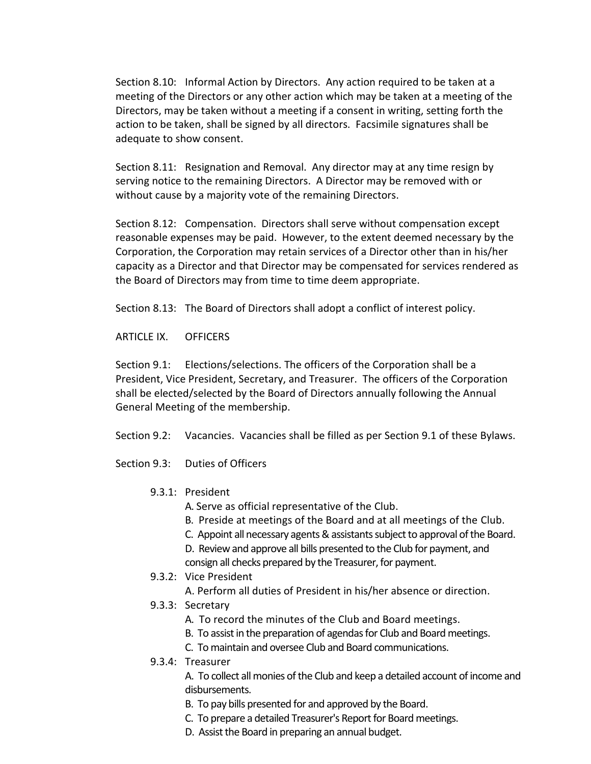Section 8.10: Informal Action by Directors. Any action required to be taken at a meeting of the Directors or any other action which may be taken at a meeting of the Directors, may be taken without a meeting if a consent in writing, setting forth the action to be taken, shall be signed by all directors. Facsimile signatures shall be adequate to show consent.

Section 8.11: Resignation and Removal. Any director may at any time resign by serving notice to the remaining Directors. A Director may be removed with or without cause by a majority vote of the remaining Directors.

Section 8.12: Compensation. Directors shall serve without compensation except reasonable expenses may be paid. However, to the extent deemed necessary by the Corporation, the Corporation may retain services of a Director other than in his/her capacity as a Director and that Director may be compensated for services rendered as the Board of Directors may from time to time deem appropriate.

Section 8.13: The Board of Directors shall adopt a conflict of interest policy.

## ARTICLE IX. OFFICERS

Section 9.1: Elections/selections. The officers of the Corporation shall be a President, Vice President, Secretary, and Treasurer. The officers of the Corporation shall be elected/selected by the Board of Directors annually following the Annual General Meeting of the membership.

Section 9.2: Vacancies. Vacancies shall be filled as per Section 9.1 of these Bylaws.

Section 9.3: Duties of Officers

- 9.3.1: President
  - A. Serve as official representative of the Club.
  - B. Preside at meetings of the Board and at all meetings of the Club.
  - C. Appoint all necessary agents & assistants subject to approval of the Board.
  - D. Review and approve all bills presented to the Club for payment, and consign all checks prepared by the Treasurer, for payment.
- 9.3.2: Vice President
  - A. Perform all duties of President in his/her absence or direction.
- 9.3.3: Secretary
  - A. To record the minutes of the Club and Board meetings.
  - B. To assist in the preparation of agendas for Club and Board meetings.
  - C. To maintain and oversee Club and Board communications.
- 9.3.4: Treasurer
  - A. To collect all monies of the Club and keep a detailed account of income and disbursements.
  - B. To pay bills presented for and approved by the Board.
  - C. To prepare a detailed Treasurer's Report for Board meetings.
  - D. Assist the Board in preparing an annual budget.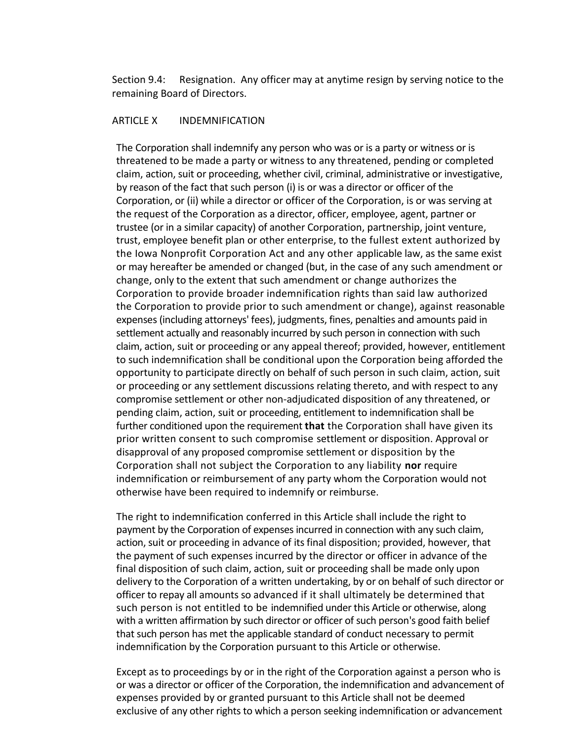Section 9.4: Resignation. Any officer may at anytime resign by serving notice to the remaining Board of Directors.

## ARTICLE X INDEMNIFICATION

The Corporation shall indemnify any person who was or is a party or witness or is threatened to be made a party or witness to any threatened, pending or completed claim, action, suit or proceeding, whether civil, criminal, administrative or investigative, by reason of the fact that such person (i) is or was a director or officer of the Corporation, or (ii) while a director or officer of the Corporation, is or was serving at the request of the Corporation as a director, officer, employee, agent, partner or trustee (or in a similar capacity) of another Corporation, partnership, joint venture, trust, employee benefit plan or other enterprise, to the fullest extent authorized by the Iowa Nonprofit Corporation Act and any other applicable law, as the same exist or may hereafter be amended or changed (but, in the case of any such amendment or change, only to the extent that such amendment or change authorizes the Corporation to provide broader indemnification rights than said law authorized the Corporation to provide prior to such amendment or change), against reasonable expenses (including attorneys' fees), judgments, fines, penalties and amounts paid in settlement actually and reasonably incurred by such person in connection with such claim, action, suit or proceeding or any appeal thereof; provided, however, entitlement to such indemnification shall be conditional upon the Corporation being afforded the opportunity to participate directly on behalf of such person in such claim, action, suit or proceeding or any settlement discussions relating thereto, and with respect to any compromise settlement or other non-adjudicated disposition of any threatened, or pending claim, action, suit or proceeding, entitlement to indemnification shall be further conditioned upon the requirement **that** the Corporation shall have given its prior written consent to such compromise settlement or disposition. Approval or disapproval of any proposed compromise settlement or disposition by the Corporation shall not subject the Corporation to any liability **nor** require indemnification or reimbursement of any party whom the Corporation would not otherwise have been required to indemnify or reimburse.

The right to indemnification conferred in this Article shall include the right to payment by the Corporation of expenses incurred in connection with any such claim, action, suit or proceeding in advance of its final disposition; provided, however, that the payment of such expenses incurred by the director or officer in advance of the final disposition of such claim, action, suit or proceeding shall be made only upon delivery to the Corporation of a written undertaking, by or on behalf of such director or officer to repay all amounts so advanced if it shall ultimately be determined that such person is not entitled to be indemnified under this Article or otherwise, along with a written affirmation by such director or officer of such person's good faith belief that such person has met the applicable standard of conduct necessary to permit indemnification by the Corporation pursuant to this Article or otherwise.

Except as to proceedings by or in the right of the Corporation against a person who is or was a director or officer of the Corporation, the indemnification and advancement of expenses provided by or granted pursuant to this Article shall not be deemed exclusive of any other rights to which a person seeking indemnification or advancement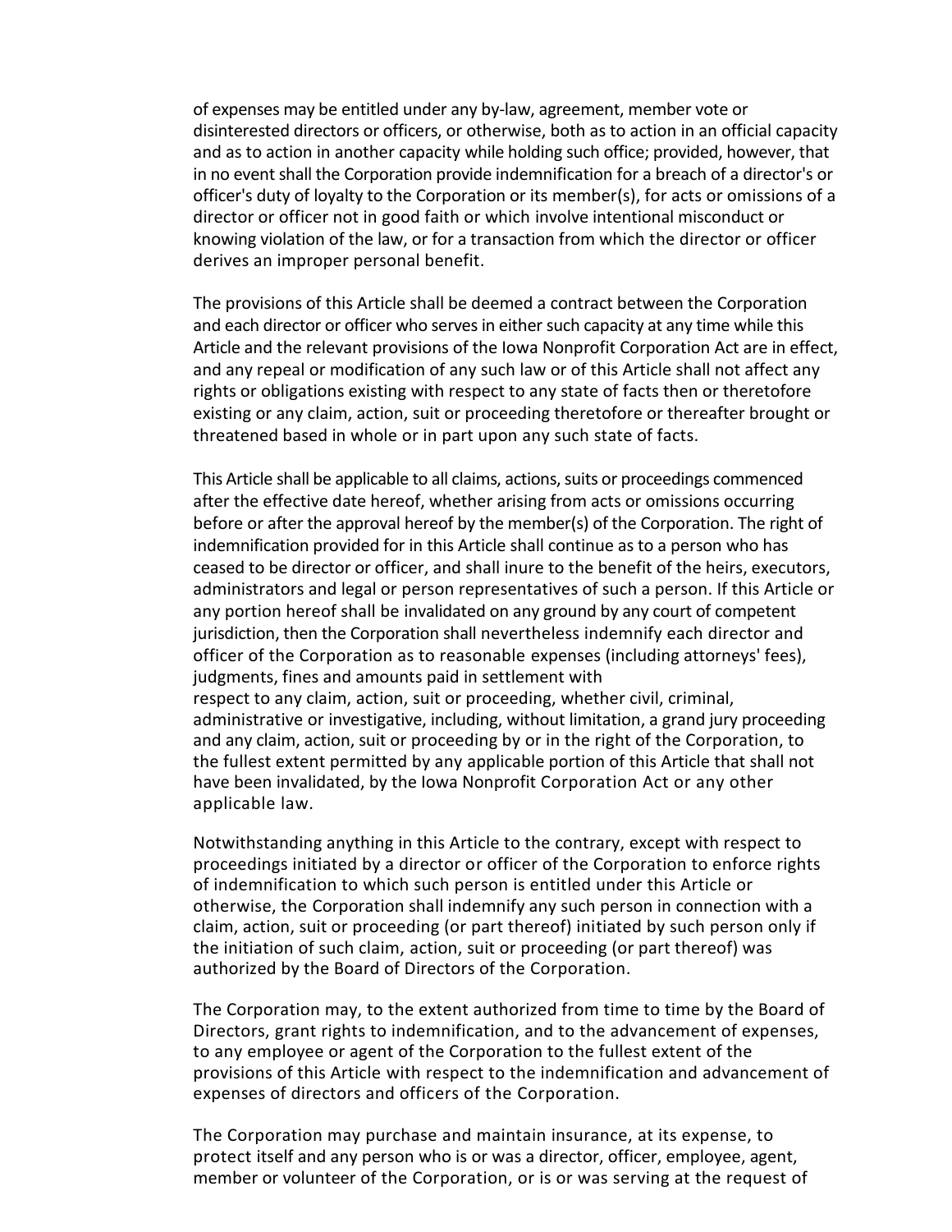of expenses may be entitled under any by-law, agreement, member vote or disinterested directors or officers, or otherwise, both as to action in an official capacity and as to action in another capacity while holding such office; provided, however, that in no event shall the Corporation provide indemnification for a breach of a director's or officer's duty of loyalty to the Corporation or its member(s), for acts or omissions of a director or officer not in good faith or which involve intentional misconduct or knowing violation of the law, or for a transaction from which the director or officer derives an improper personal benefit.

The provisions of this Article shall be deemed a contract between the Corporation and each director or officer who serves in either such capacity at any time while this Article and the relevant provisions of the Iowa Nonprofit Corporation Act are in effect, and any repeal or modification of any such law or of this Article shall not affect any rights or obligations existing with respect to any state of facts then or theretofore existing or any claim, action, suit or proceeding theretofore or thereafter brought or threatened based in whole or in part upon any such state of facts.

This Article shall be applicable to all claims, actions, suits or proceedings commenced after the effective date hereof, whether arising from acts or omissions occurring before or after the approval hereof by the member(s) of the Corporation. The right of indemnification provided for in this Article shall continue as to a person who has ceased to be director or officer, and shall inure to the benefit of the heirs, executors, administrators and legal or person representatives of such a person. If this Article or any portion hereof shall be invalidated on any ground by any court of competent jurisdiction, then the Corporation shall nevertheless indemnify each director and officer of the Corporation as to reasonable expenses (including attorneys' fees), judgments, fines and amounts paid in settlement with respect to any claim, action, suit or proceeding, whether civil, criminal, administrative or investigative, including, without limitation, a grand jury proceeding and any claim, action, suit or proceeding by or in the right of the Corporation, to the fullest extent permitted by any applicable portion of this Article that shall not have been invalidated, by the Iowa Nonprofit Corporation Act or any other applicable law.

Notwithstanding anything in this Article to the contrary, except with respect to proceedings initiated by a director or officer of the Corporation to enforce rights of indemnification to which such person is entitled under this Article or otherwise, the Corporation shall indemnify any such person in connection with a claim, action, suit or proceeding (or part thereof) initiated by such person only if the initiation of such claim, action, suit or proceeding (or part thereof) was authorized by the Board of Directors of the Corporation.

The Corporation may, to the extent authorized from time to time by the Board of Directors, grant rights to indemnification, and to the advancement of expenses, to any employee or agent of the Corporation to the fullest extent of the provisions of this Article with respect to the indemnification and advancement of expenses of directors and officers of the Corporation.

The Corporation may purchase and maintain insurance, at its expense, to protect itself and any person who is or was a director, officer, employee, agent, member or volunteer of the Corporation, or is or was serving at the request of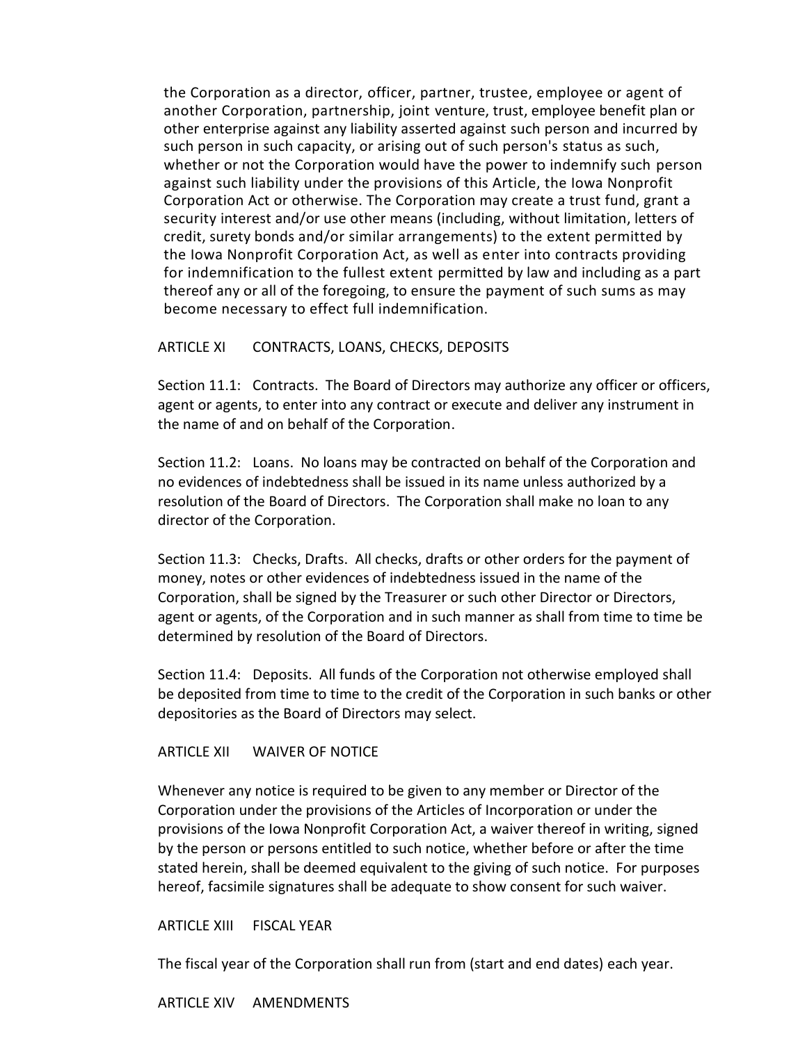the Corporation as a director, officer, partner, trustee, employee or agent of another Corporation, partnership, joint venture, trust, employee benefit plan or other enterprise against any liability asserted against such person and incurred by such person in such capacity, or arising out of such person's status as such, whether or not the Corporation would have the power to indemnify such person against such liability under the provisions of this Article, the Iowa Nonprofit Corporation Act or otherwise. The Corporation may create a trust fund, grant a security interest and/or use other means (including, without limitation, letters of credit, surety bonds and/or similar arrangements) to the extent permitted by the Iowa Nonprofit Corporation Act, as well as enter into contracts providing for indemnification to the fullest extent permitted by law and including as a part thereof any or all of the foregoing, to ensure the payment of such sums as may become necessary to effect full indemnification.

## ARTICLE XI CONTRACTS, LOANS, CHECKS, DEPOSITS

Section 11.1: Contracts. The Board of Directors may authorize any officer or officers, agent or agents, to enter into any contract or execute and deliver any instrument in the name of and on behalf of the Corporation.

Section 11.2: Loans. No loans may be contracted on behalf of the Corporation and no evidences of indebtedness shall be issued in its name unless authorized by a resolution of the Board of Directors. The Corporation shall make no loan to any director of the Corporation.

Section 11.3: Checks, Drafts. All checks, drafts or other orders for the payment of money, notes or other evidences of indebtedness issued in the name of the Corporation, shall be signed by the Treasurer or such other Director or Directors, agent or agents, of the Corporation and in such manner as shall from time to time be determined by resolution of the Board of Directors.

Section 11.4: Deposits. All funds of the Corporation not otherwise employed shall be deposited from time to time to the credit of the Corporation in such banks or other depositories as the Board of Directors may select.

## ARTICLE XII WAIVER OF NOTICE

Whenever any notice is required to be given to any member or Director of the Corporation under the provisions of the Articles of Incorporation or under the provisions of the Iowa Nonprofit Corporation Act, a waiver thereof in writing, signed by the person or persons entitled to such notice, whether before or after the time stated herein, shall be deemed equivalent to the giving of such notice. For purposes hereof, facsimile signatures shall be adequate to show consent for such waiver.

## ARTICLE XIII FISCAL YEAR

The fiscal year of the Corporation shall run from (start and end dates) each year.

## ARTICLE XIV AMENDMENTS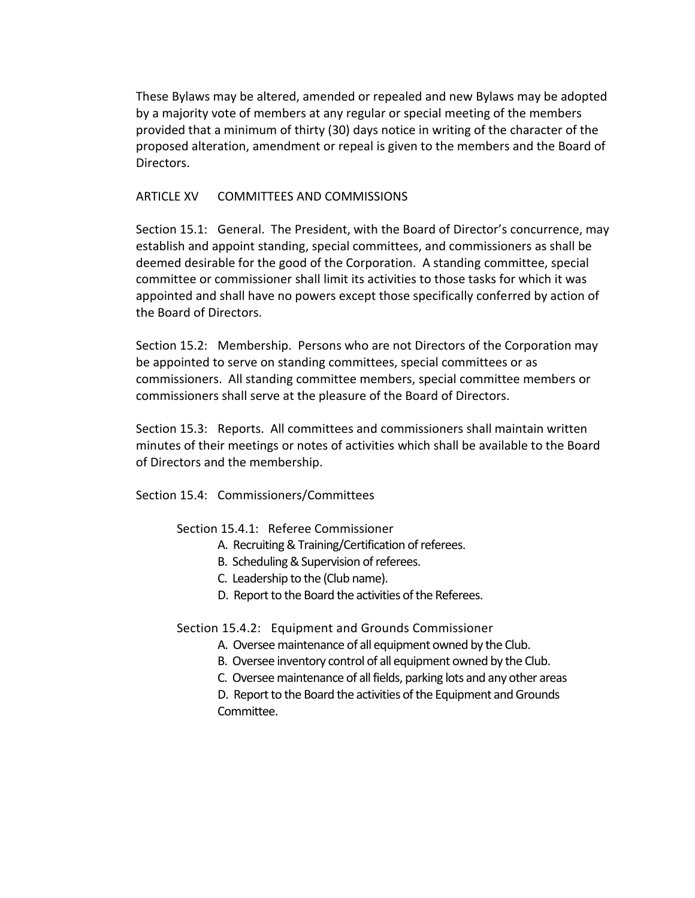These Bylaws may be altered, amended or repealed and new Bylaws may be adopted by a majority vote of members at any regular or special meeting of the members provided that a minimum of thirty (30) days notice in writing of the character of the proposed alteration, amendment or repeal is given to the members and the Board of Directors.

## ARTICLE XV COMMITTEES AND COMMISSIONS

Section 15.1: General. The President, with the Board of Director's concurrence, may establish and appoint standing, special committees, and commissioners as shall be deemed desirable for the good of the Corporation. A standing committee, special committee or commissioner shall limit its activities to those tasks for which it was appointed and shall have no powers except those specifically conferred by action of the Board of Directors.

Section 15.2: Membership. Persons who are not Directors of the Corporation may be appointed to serve on standing committees, special committees or as commissioners. All standing committee members, special committee members or commissioners shall serve at the pleasure of the Board of Directors.

Section 15.3: Reports. All committees and commissioners shall maintain written minutes of their meetings or notes of activities which shall be available to the Board of Directors and the membership.

Section 15.4: Commissioners/Committees

Section 15.4.1: Referee Commissioner

A. Recruiting & Training/Certification of referees.
B. Scheduling & Supervision of referees.
C. Leadership to the (Club name).
D. Report to the Board the activities of the Referees.

Section 15.4.2: Equipment and Grounds Commissioner

A. Oversee maintenance of all equipment owned by the Club.
B. Oversee inventory control of all equipment owned by the Club.
C. Oversee maintenance of all fields, parking lots and any other areas
D. Report to the Board the activities of the Equipment and Grounds Committee.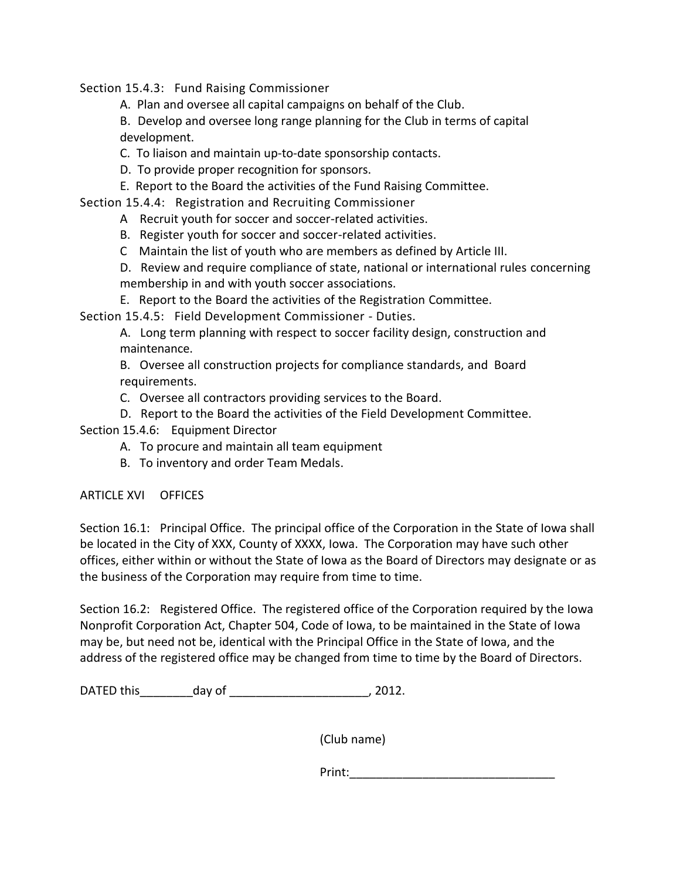Section 15.4.3: Fund Raising Commissioner

A. Plan and oversee all capital campaigns on behalf of the Club.

B. Develop and oversee long range planning for the Club in terms of capital development.

C. To liaison and maintain up-to-date sponsorship contacts.

D. To provide proper recognition for sponsors.

E. Report to the Board the activities of the Fund Raising Committee.

Section 15.4.4: Registration and Recruiting Commissioner

A Recruit youth for soccer and soccer-related activities.

B. Register youth for soccer and soccer-related activities.

C Maintain the list of youth who are members as defined by Article III.

D. Review and require compliance of state, national or international rules concerning membership in and with youth soccer associations.

E. Report to the Board the activities of the Registration Committee.

Section 15.4.5: Field Development Commissioner - Duties.

A. Long term planning with respect to soccer facility design, construction and maintenance.

B. Oversee all construction projects for compliance standards, and Board requirements.

C. Oversee all contractors providing services to the Board.

D. Report to the Board the activities of the Field Development Committee.

Section 15.4.6: Equipment Director

A. To procure and maintain all team equipment

B. To inventory and order Team Medals.

ARTICLE XVI OFFICES

Section 16.1: Principal Office. The principal office of the Corporation in the State of Iowa shall be located in the City of XXX, County of XXXX, Iowa. The Corporation may have such other offices, either within or without the State of Iowa as the Board of Directors may designate or as the business of the Corporation may require from time to time.

Section 16.2: Registered Office. The registered office of the Corporation required by the Iowa Nonprofit Corporation Act, Chapter 504, Code of Iowa, to be maintained in the State of Iowa may be, but need not be, identical with the Principal Office in the State of Iowa, and the address of the registered office may be changed from time to time by the Board of Directors.

DATED this________day of ____________________, 2012.

(Club name)

Print:______________________________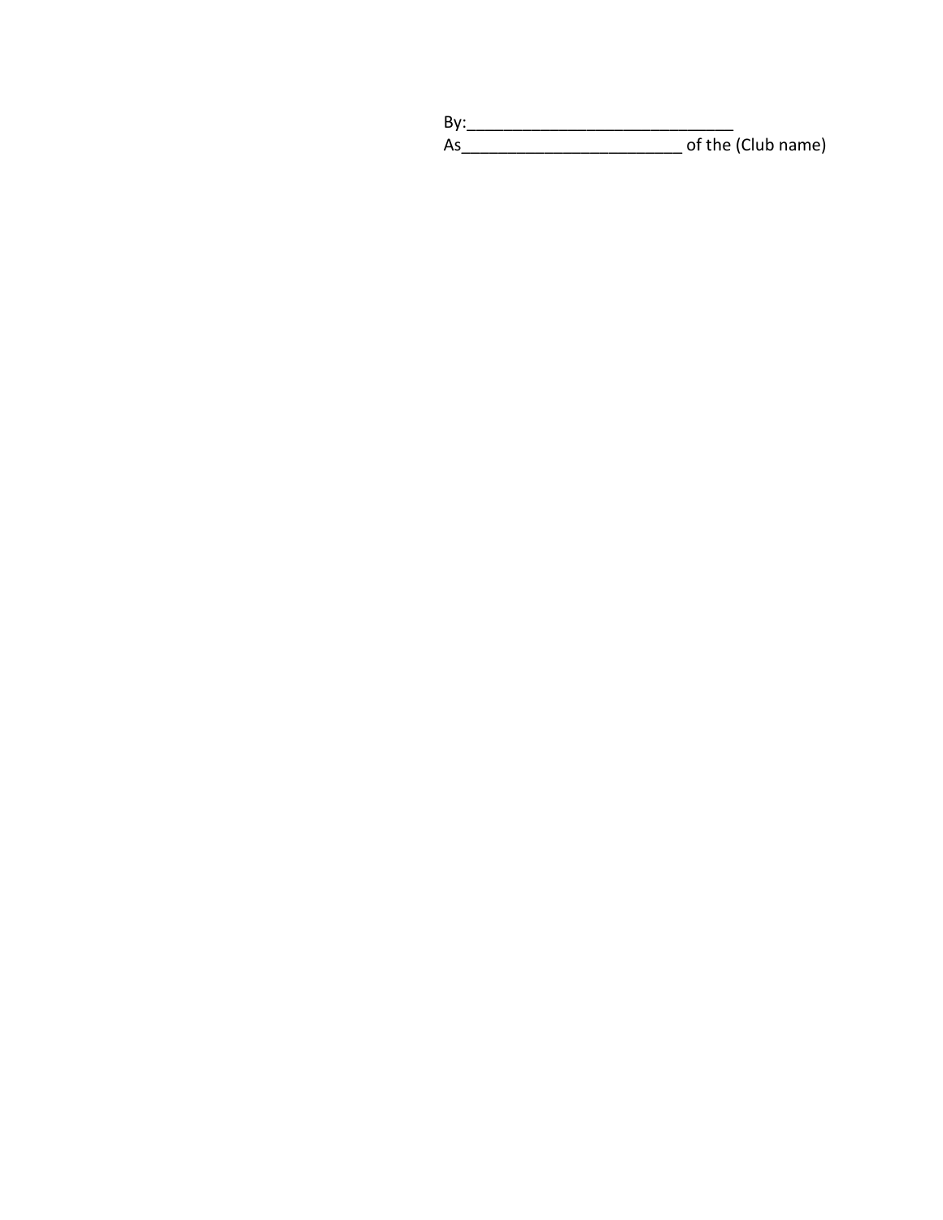By:______________________________
As_________________________ of the (Club name)